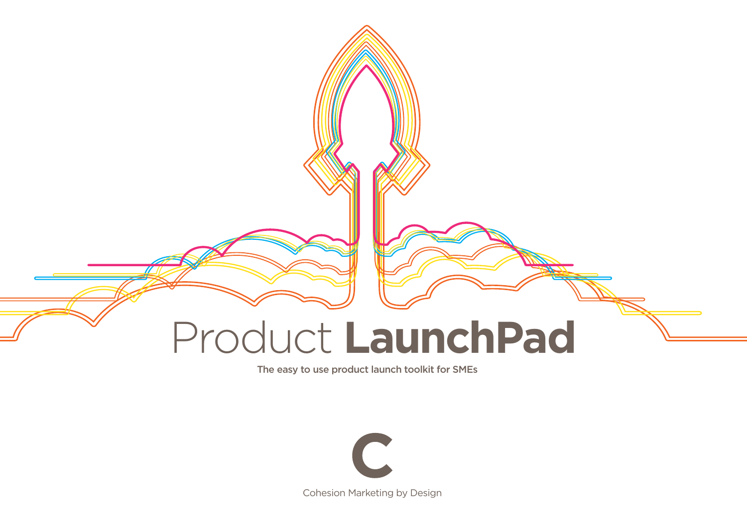# Product **LaunchPad**

The easy to use product launch toolkit for SMEs

C

Cohesion Marketing by Design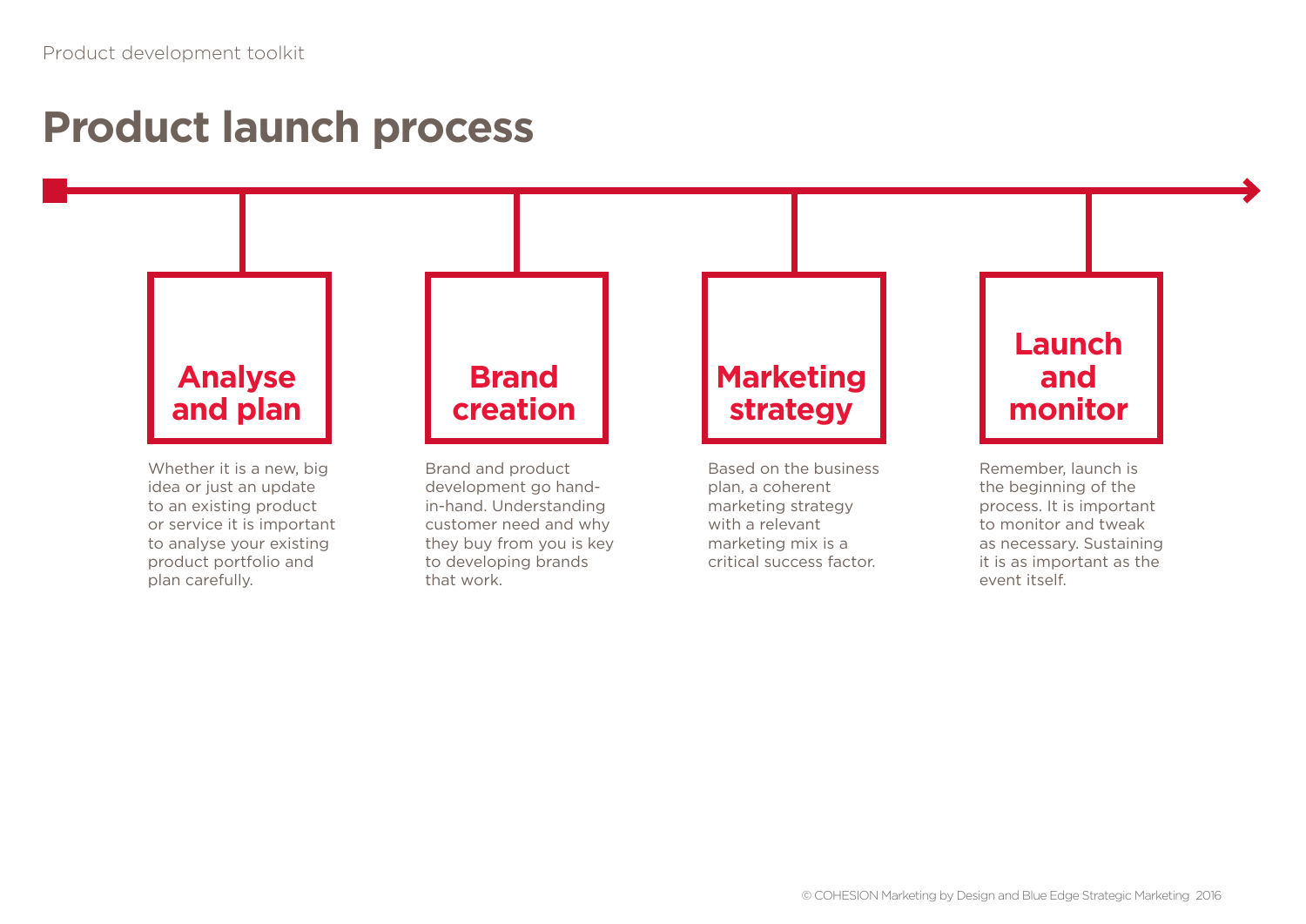# Product launch process

## Analyse and plan

Whether it is a new, big idea or just an update to an existing product or service it is important to analyse your existing product portfolio and plan carefully.

## Brand creation

Brand and product development go hand-in-hand. Understanding customer need and why they buy from you is key to developing brands that work.

## Marketing strategy

Based on the business plan, a coherent marketing strategy with a relevant marketing mix is a critical success factor.

## Launch and monitor

Remember, launch is the beginning of the process. It is important to monitor and tweak as necessary. Sustaining it is as important as the event itself.

© COHESION Marketing by Design and Blue Edge Strategic Marketing 2016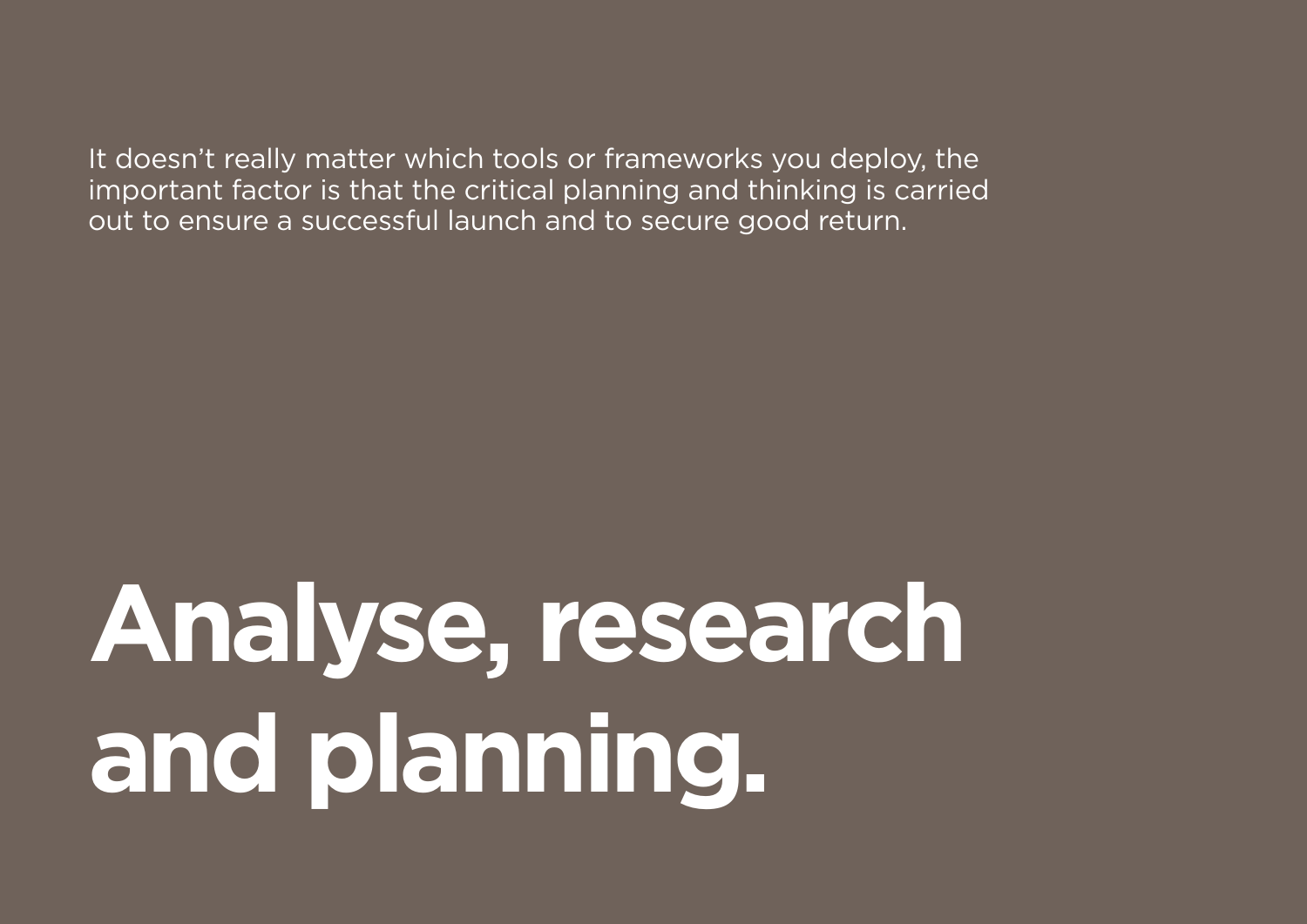It doesn't really matter which tools or frameworks you deploy, the important factor is that the critical planning and thinking is carried out to ensure a successful launch and to secure good return.

# Analyse, research and planning.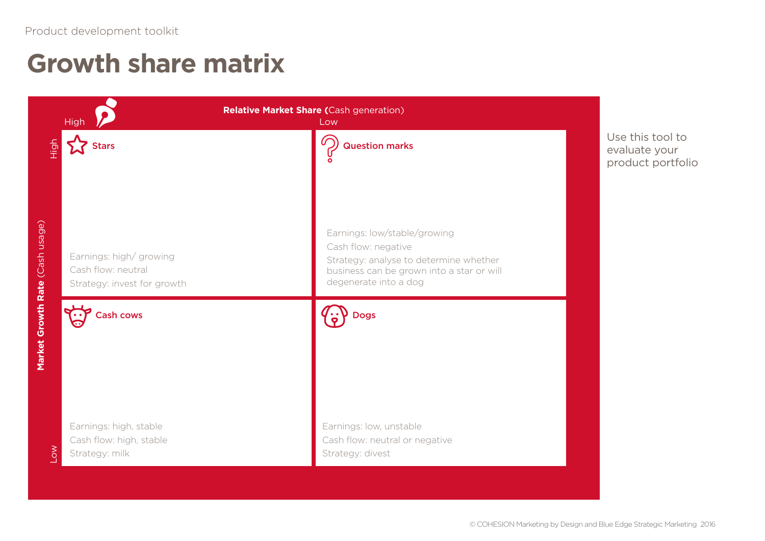Product development toolkit

# Growth share matrix

Use this tool to evaluate your product portfolio

**Relative Market Share** (Cash generation): High → Low

**Market Growth Rate** (Cash usage): High → Low

| | High (Relative Market Share) | Low (Relative Market Share) |
|---|---|---|
| **High (Market Growth Rate)** | **Stars**<br>Earnings: high/ growing<br>Cash flow: neutral<br>Strategy: invest for growth | **Question marks**<br>Earnings: low/stable/growing<br>Cash flow: negative<br>Strategy: analyse to determine whether business can be grown into a star or will degenerate into a dog |
| **Low (Market Growth Rate)** | **Cash cows**<br>Earnings: high, stable<br>Cash flow: high, stable<br>Strategy: milk | **Dogs**<br>Earnings: low, unstable<br>Cash flow: neutral or negative<br>Strategy: divest |

© COHESION Marketing by Design and Blue Edge Strategic Marketing 2016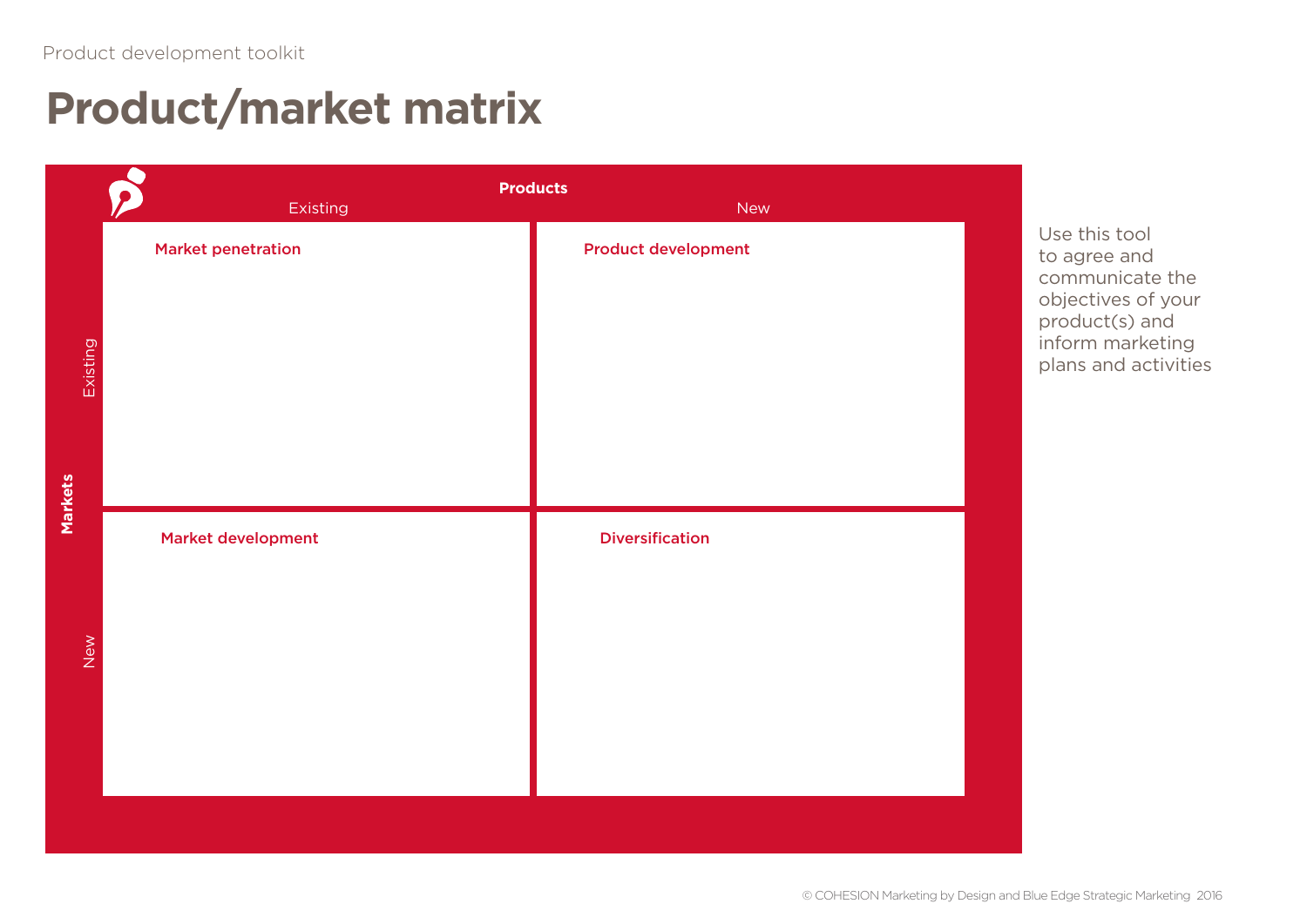# Product/market matrix

| Markets \ Products | Existing | New |
| --- | --- | --- |
| Existing | **Market penetration** | **Product development** |
| New | **Market development** | **Diversification** |

Use this tool to agree and communicate the objectives of your product(s) and inform marketing plans and activities

© COHESION Marketing by Design and Blue Edge Strategic Marketing 2016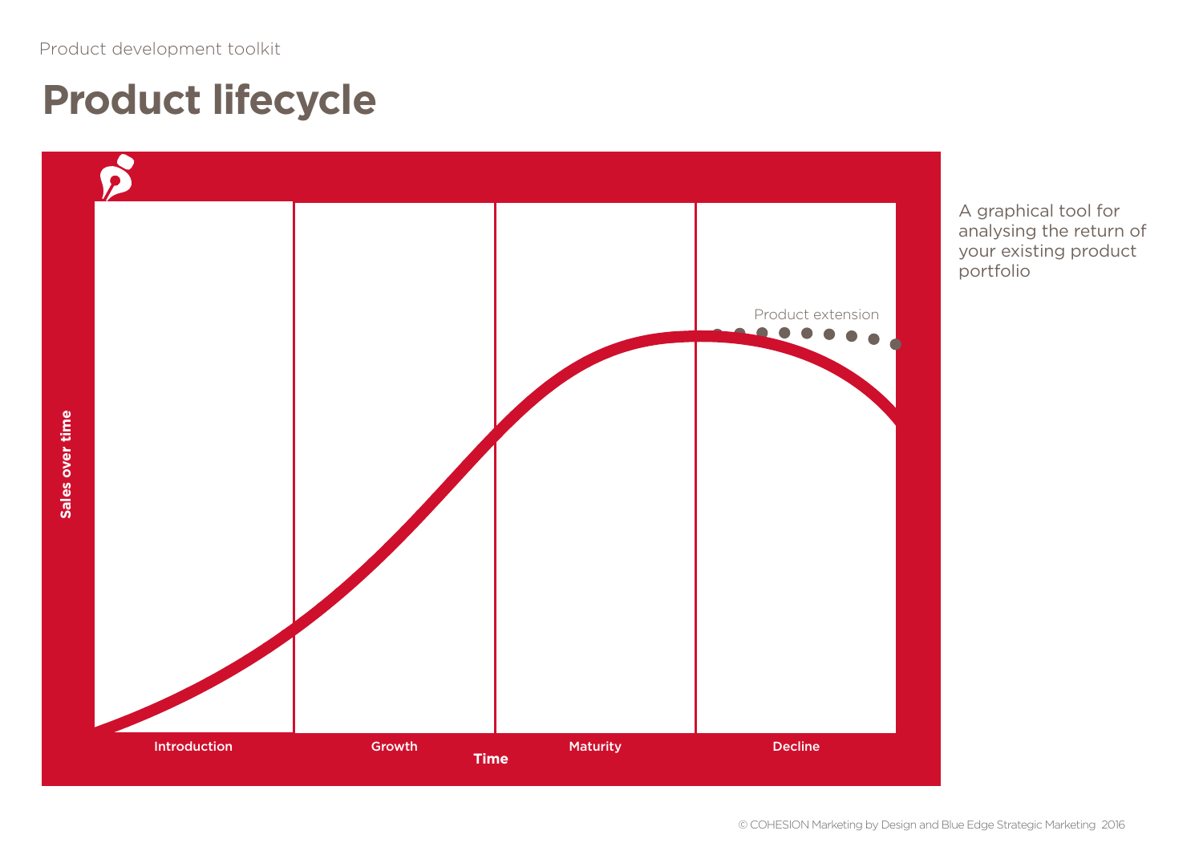Product development toolkit

# Product lifecycle

Sales over time

Product extension

Introduction | Growth | Maturity | Decline

Time

A graphical tool for analysing the return of your existing product portfolio

© COHESION Marketing by Design and Blue Edge Strategic Marketing 2016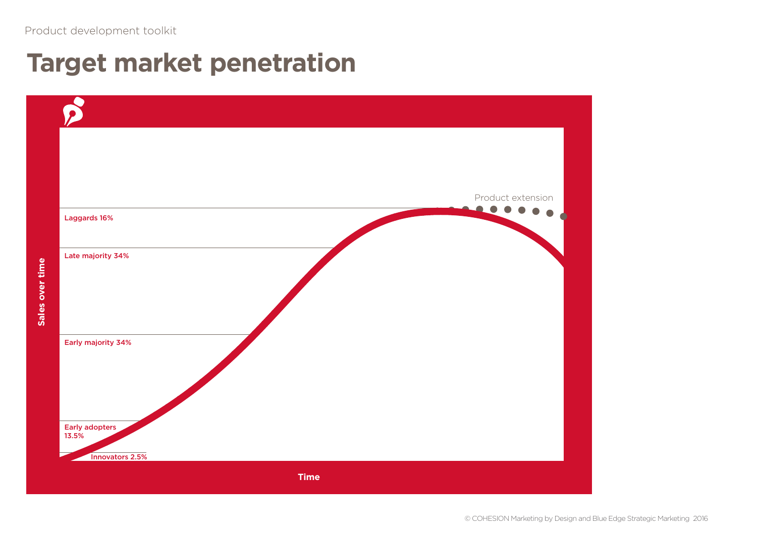# Target market penetration

Product extension

Laggards 16%

Late majority 34%

Early majority 34%

Early adopters 13.5%

Innovators 2.5%

Sales over time

Time

© COHESION Marketing by Design and Blue Edge Strategic Marketing 2016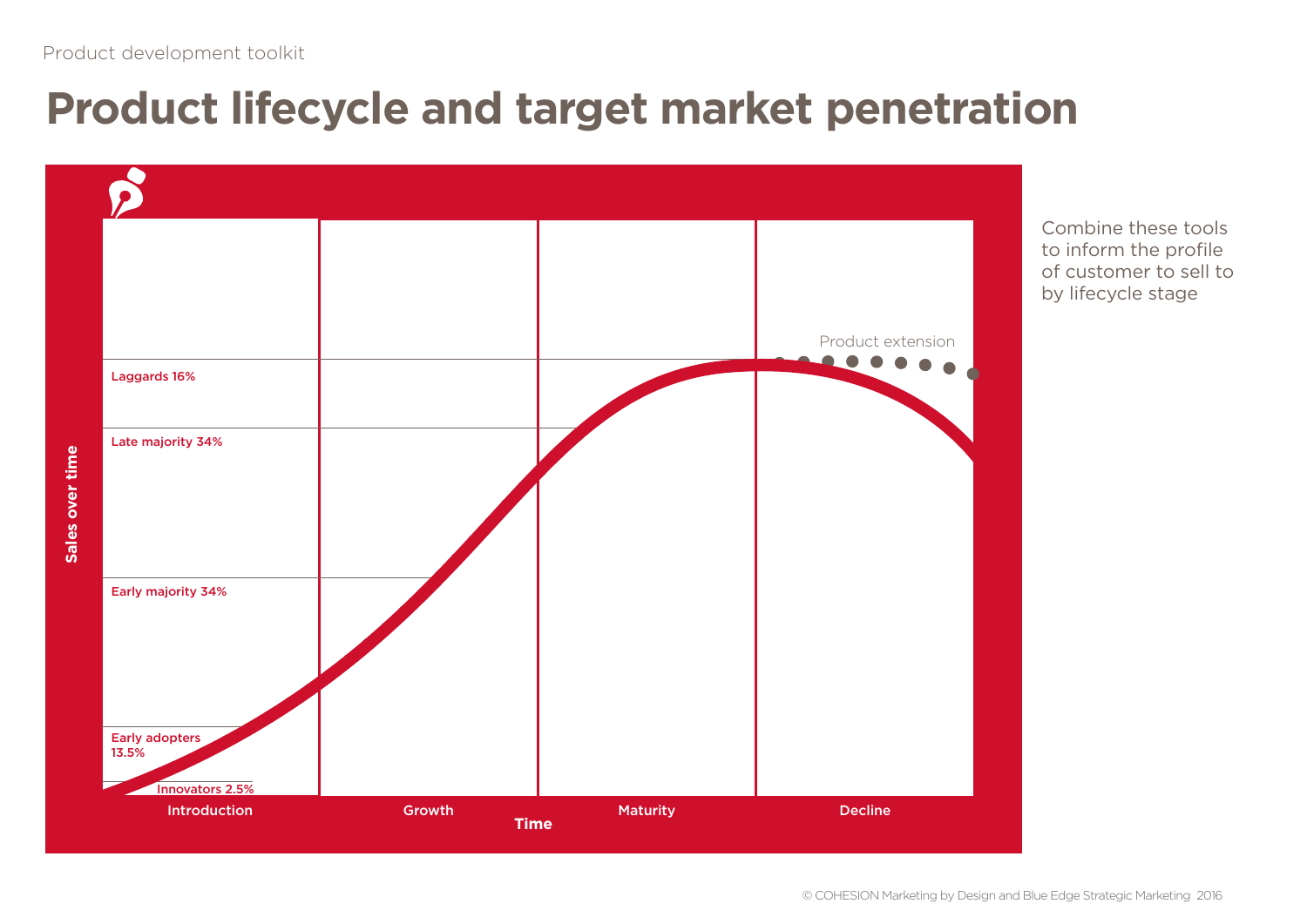Product development toolkit

# Product lifecycle and target market penetration

Laggards 16%

Late majority 34%

Early majority 34%

Early adopters 13.5%

Innovators 2.5%

Product extension

Sales over time

Introduction | Growth | Maturity | Decline

Time

Combine these tools to inform the profile of customer to sell to by lifecycle stage

© COHESION Marketing by Design and Blue Edge Strategic Marketing 2016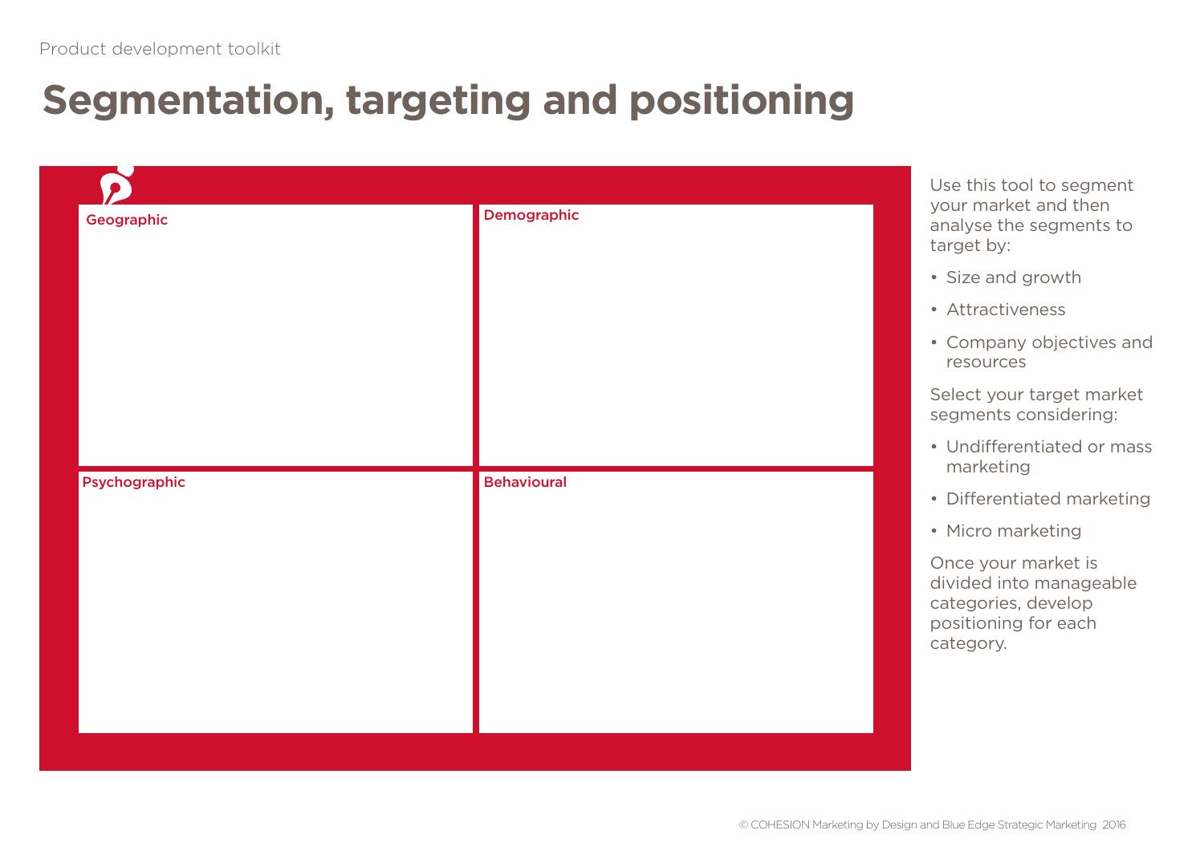# Segmentation, targeting and positioning

| Geographic | Demographic |
| --- | --- |
| | |

| Psychographic | Behavioural |
| --- | --- |
| | |

Use this tool to segment your market and then analyse the segments to target by:

- Size and growth
- Attractiveness
- Company objectives and resources

Select your target market segments considering:

- Undifferentiated or mass marketing
- Differentiated marketing
- Micro marketing

Once your market is divided into manageable categories, develop positioning for each category.

© COHESION Marketing by Design and Blue Edge Strategic Marketing 2016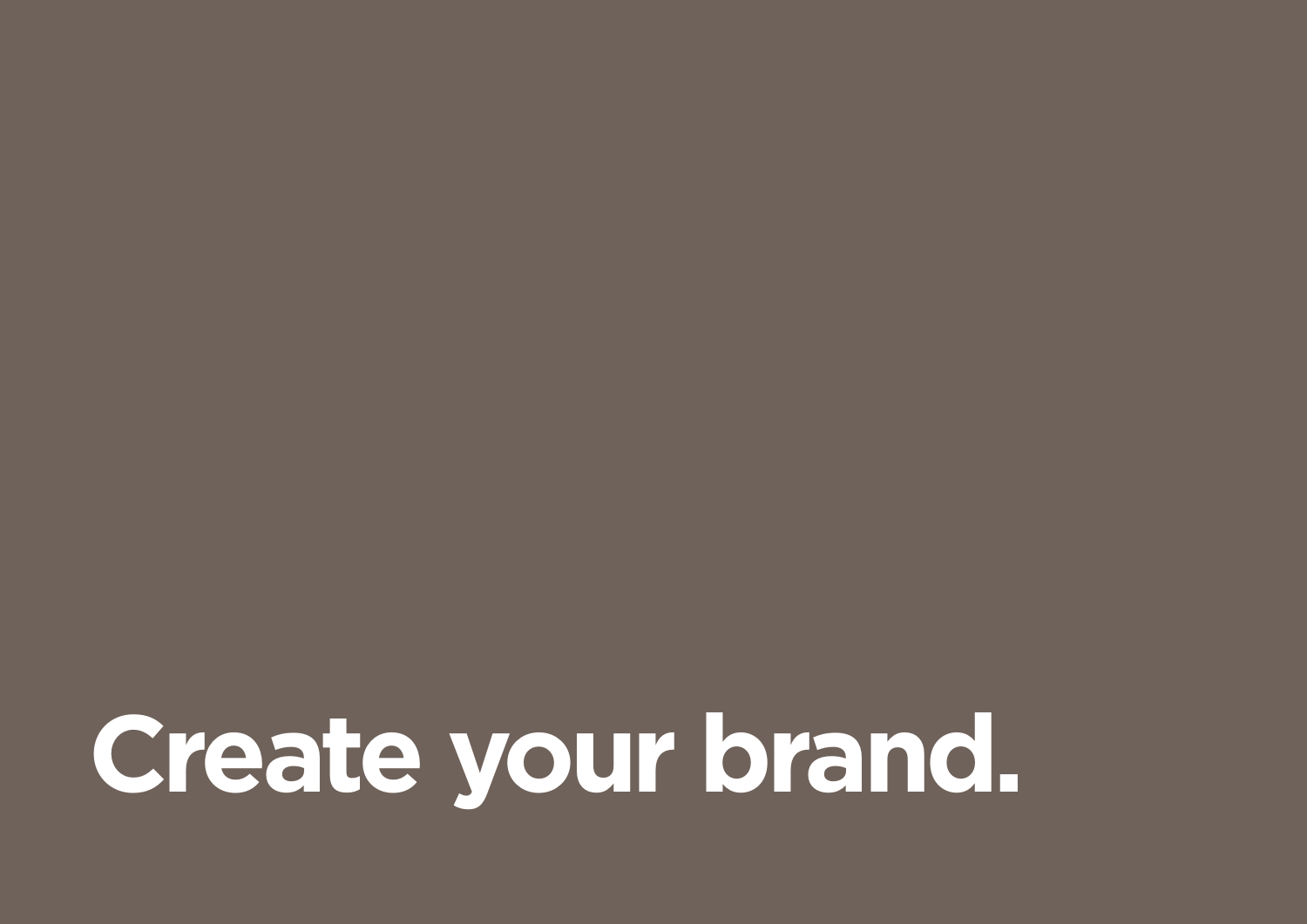# Create your brand.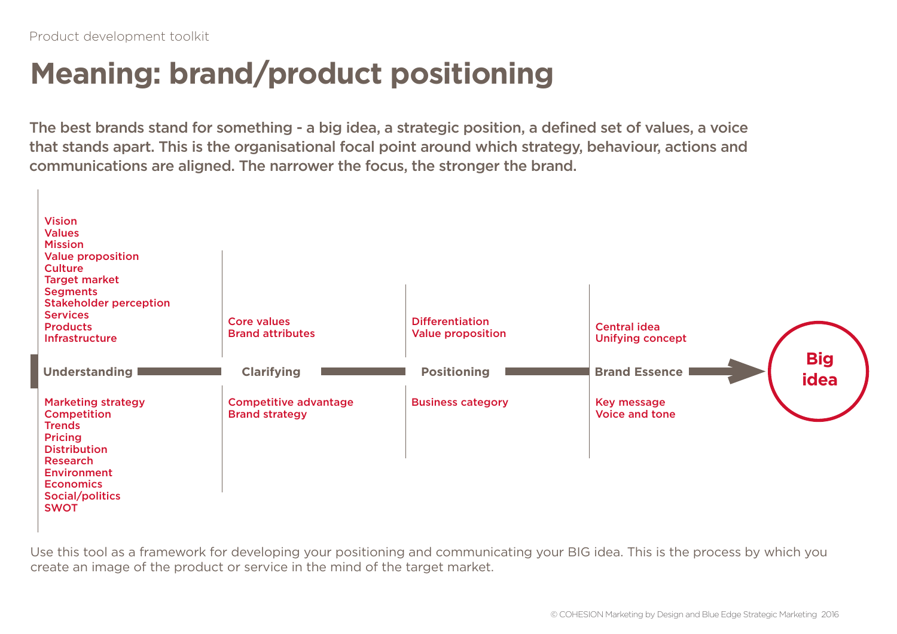# Meaning: brand/product positioning

**The best brands stand for something - a big idea, a strategic position, a defined set of values, a voice that stands apart. This is the organisational focal point around which strategy, behaviour, actions and communications are aligned. The narrower the focus, the stronger the brand.**

| | Understanding | Clarifying | Positioning | Brand Essence | → Big idea |
|---|---|---|---|---|---|
| Above | Vision<br>Values<br>Mission<br>Value proposition<br>Culture<br>Target market<br>Segments<br>Stakeholder perception<br>Services<br>Products<br>Infrastructure | Core values<br>Brand attributes | Differentiation<br>Value proposition | Central idea<br>Unifying concept | |
| Below | Marketing strategy<br>Competition<br>Trends<br>Pricing<br>Distribution<br>Research<br>Environment<br>Economics<br>Social/politics<br>SWOT | Competitive advantage<br>Brand strategy | Business category | Key message<br>Voice and tone | |

Use this tool as a framework for developing your positioning and communicating your BIG idea. This is the process by which you create an image of the product or service in the mind of the target market.

© COHESION Marketing by Design and Blue Edge Strategic Marketing 2016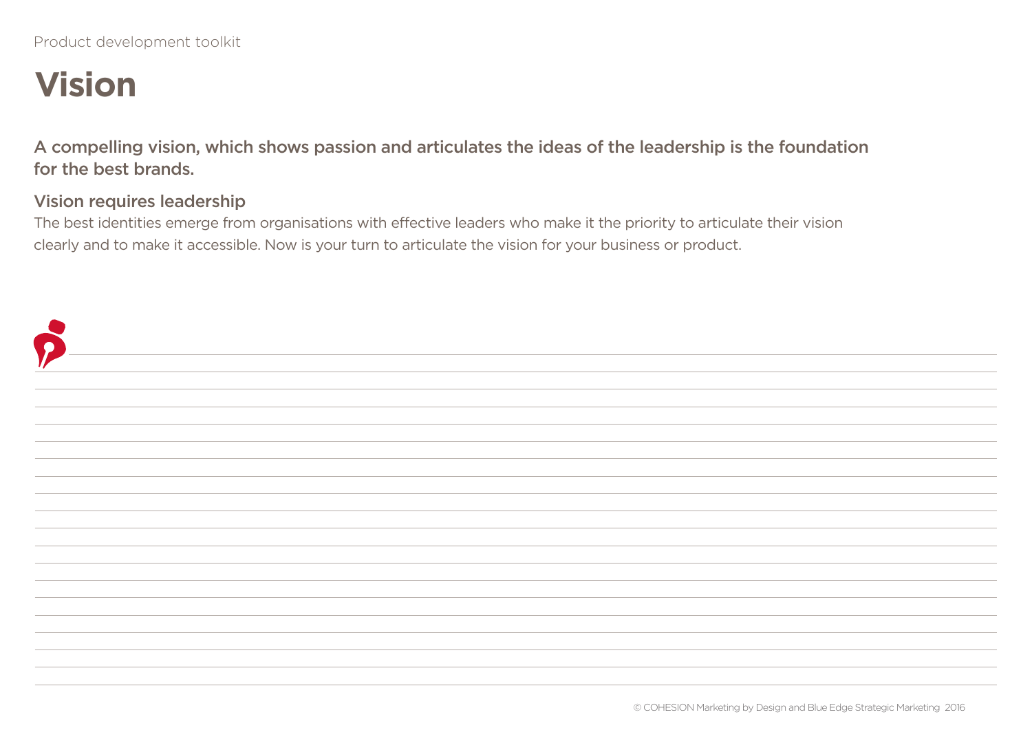# Vision

**A compelling vision, which shows passion and articulates the ideas of the leadership is the foundation for the best brands.**

## Vision requires leadership

The best identities emerge from organisations with effective leaders who make it the priority to articulate their vision clearly and to make it accessible. Now is your turn to articulate the vision for your business or product.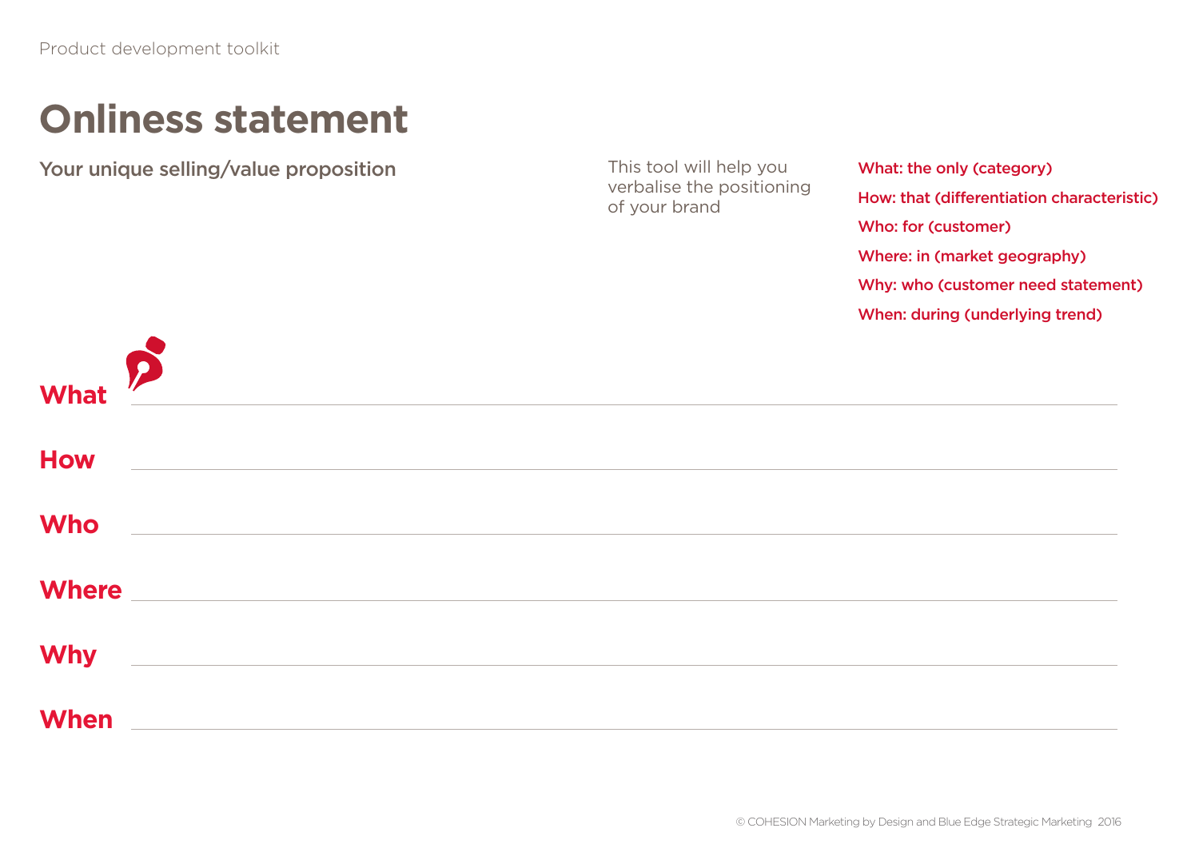# Onliness statement

## Your unique selling/value proposition

This tool will help you verbalise the positioning of your brand

**What: the only (category)**

**How: that (differentiation characteristic)**

**Who: for (customer)**

**Where: in (market geography)**

**Why: who (customer need statement)**

**When: during (underlying trend)**

**What** ______________________________

**How** ______________________________

**Who** ______________________________

**Where** ______________________________

**Why** ______________________________

**When** ______________________________

© COHESION Marketing by Design and Blue Edge Strategic Marketing 2016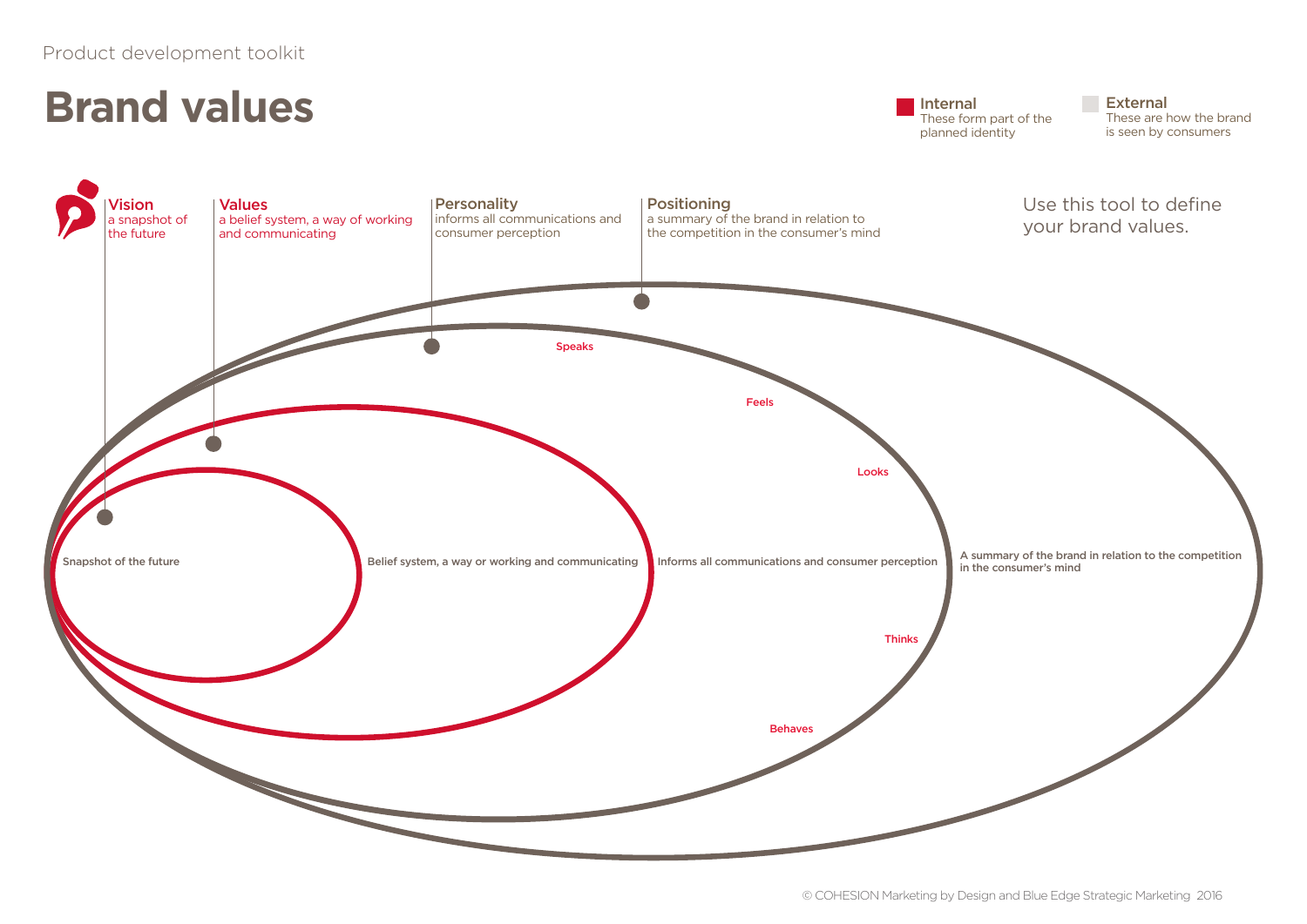Product development toolkit

# Brand values

**Internal**
These form part of the planned identity

**External**
These are how the brand is seen by consumers

**Vision**
a snapshot of the future

**Values**
a belief system, a way of working and communicating

**Personality**
informs all communications and consumer perception

**Positioning**
a summary of the brand in relation to the competition in the consumer's mind

Use this tool to define your brand values.

Speaks

Feels

Looks

Snapshot of the future

Belief system, a way or working and communicating

Informs all communications and consumer perception

A summary of the brand in relation to the competition in the consumer's mind

Thinks

Behaves

© COHESION Marketing by Design and Blue Edge Strategic Marketing 2016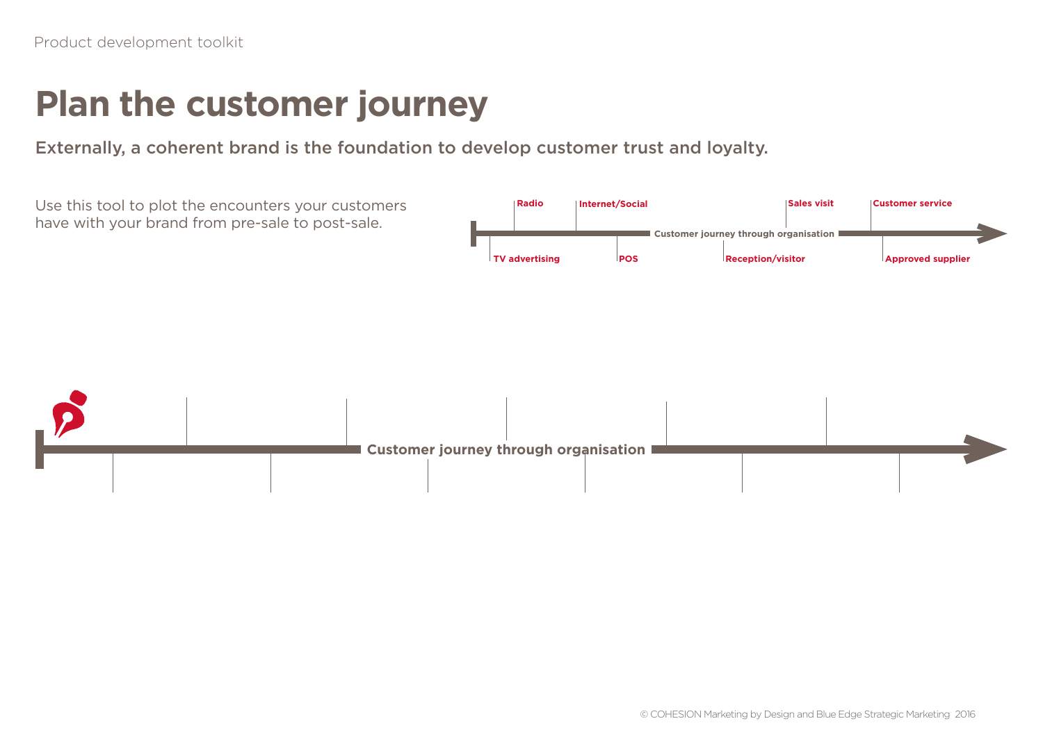# Plan the customer journey

## Externally, a coherent brand is the foundation to develop customer trust and loyalty.

Use this tool to plot the encounters your customers have with your brand from pre-sale to post-sale.

Radio

Internet/Social

Sales visit

Customer service

Customer journey through organisation

TV advertising

POS

Reception/visitor

Approved supplier

Customer journey through organisation

© COHESION Marketing by Design and Blue Edge Strategic Marketing 2016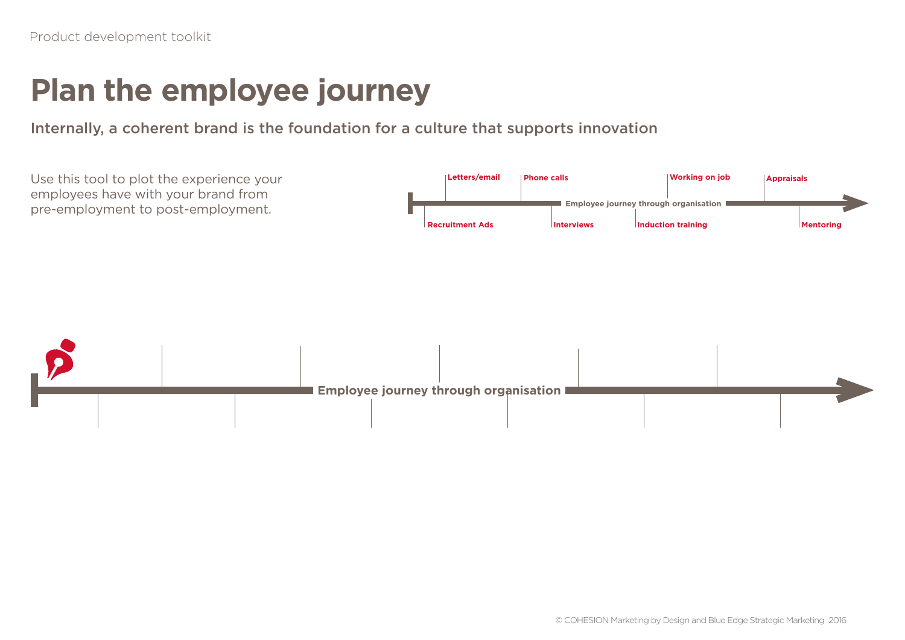Product development toolkit

# Plan the employee journey

## Internally, a coherent brand is the foundation for a culture that supports innovation

Use this tool to plot the experience your employees have with your brand from pre-employment to post-employment.

**Letters/email** **Phone calls** **Working on job** **Appraisals**

**Employee journey through organisation**

**Recruitment Ads** **Interviews** **Induction training** **Mentoring**

**Employee journey through organisation**

© COHESION Marketing by Design and Blue Edge Strategic Marketing 2016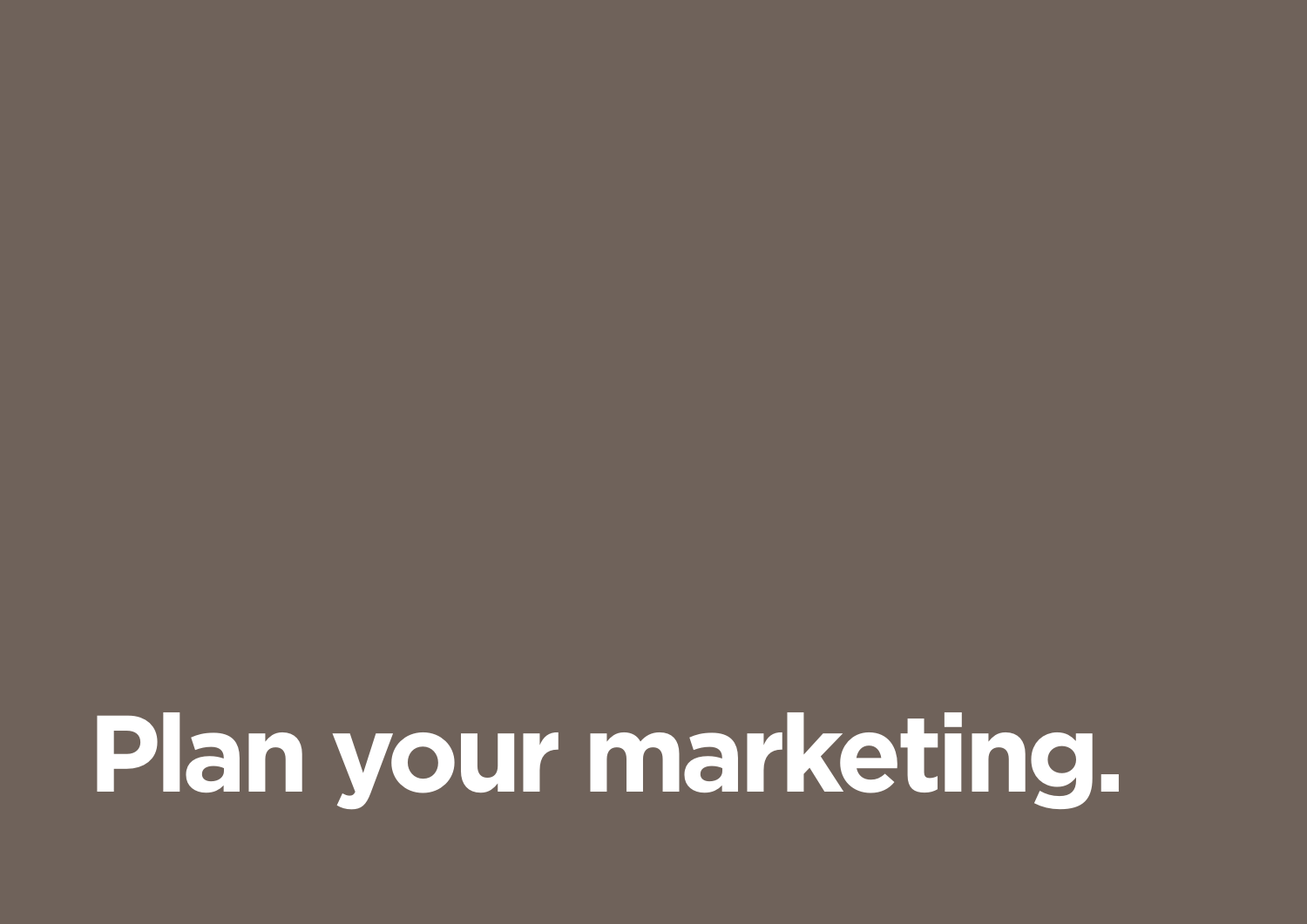# Plan your marketing.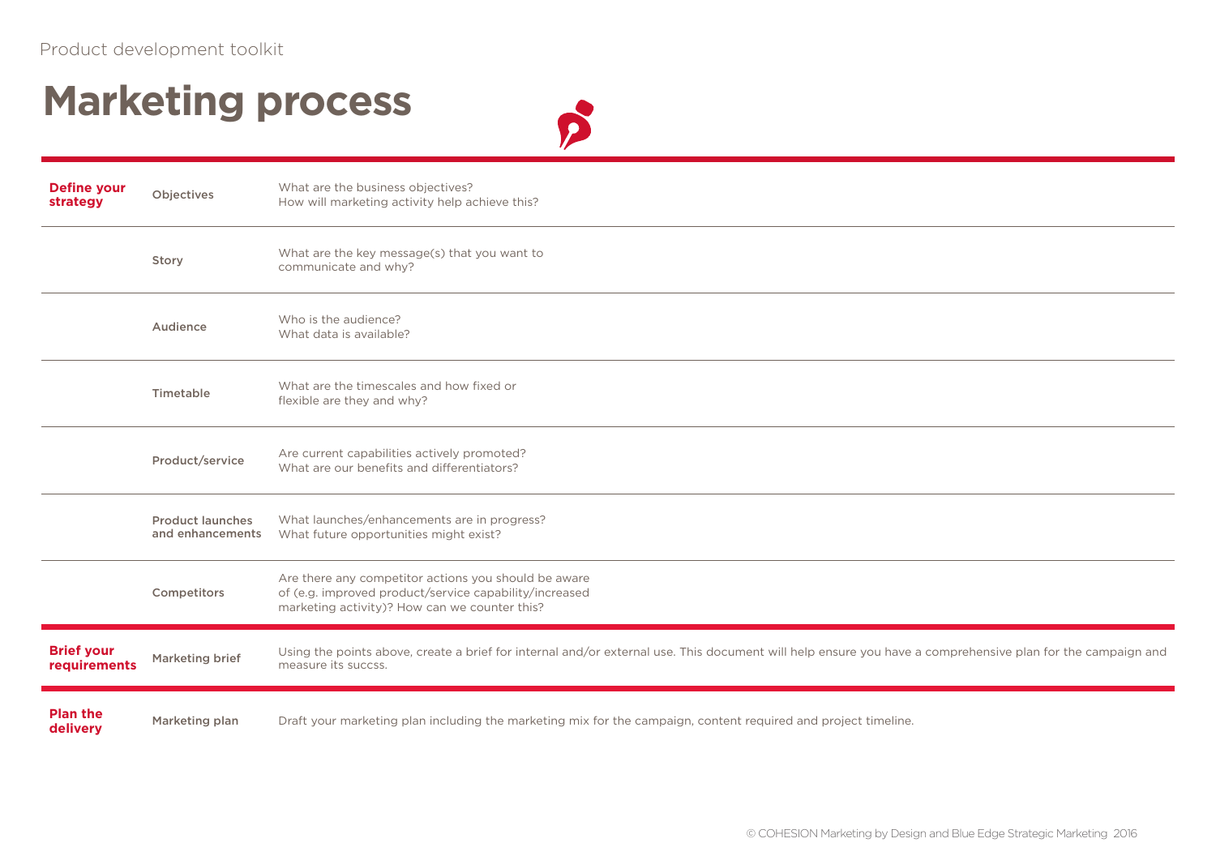# Marketing process

| | | |
|---|---|---|
| **Define your strategy** | Objectives | What are the business objectives? How will marketing activity help achieve this? |
| | Story | What are the key message(s) that you want to communicate and why? |
| | Audience | Who is the audience? What data is available? |
| | Timetable | What are the timescales and how fixed or flexible are they and why? |
| | Product/service | Are current capabilities actively promoted? What are our benefits and differentiators? |
| | Product launches and enhancements | What launches/enhancements are in progress? What future opportunities might exist? |
| | Competitors | Are there any competitor actions you should be aware of (e.g. improved product/service capability/increased marketing activity)? How can we counter this? |
| **Brief your requirements** | Marketing brief | Using the points above, create a brief for internal and/or external use. This document will help ensure you have a comprehensive plan for the campaign and measure its succss. |
| **Plan the delivery** | Marketing plan | Draft your marketing plan including the marketing mix for the campaign, content required and project timeline. |

© COHESION Marketing by Design and Blue Edge Strategic Marketing 2016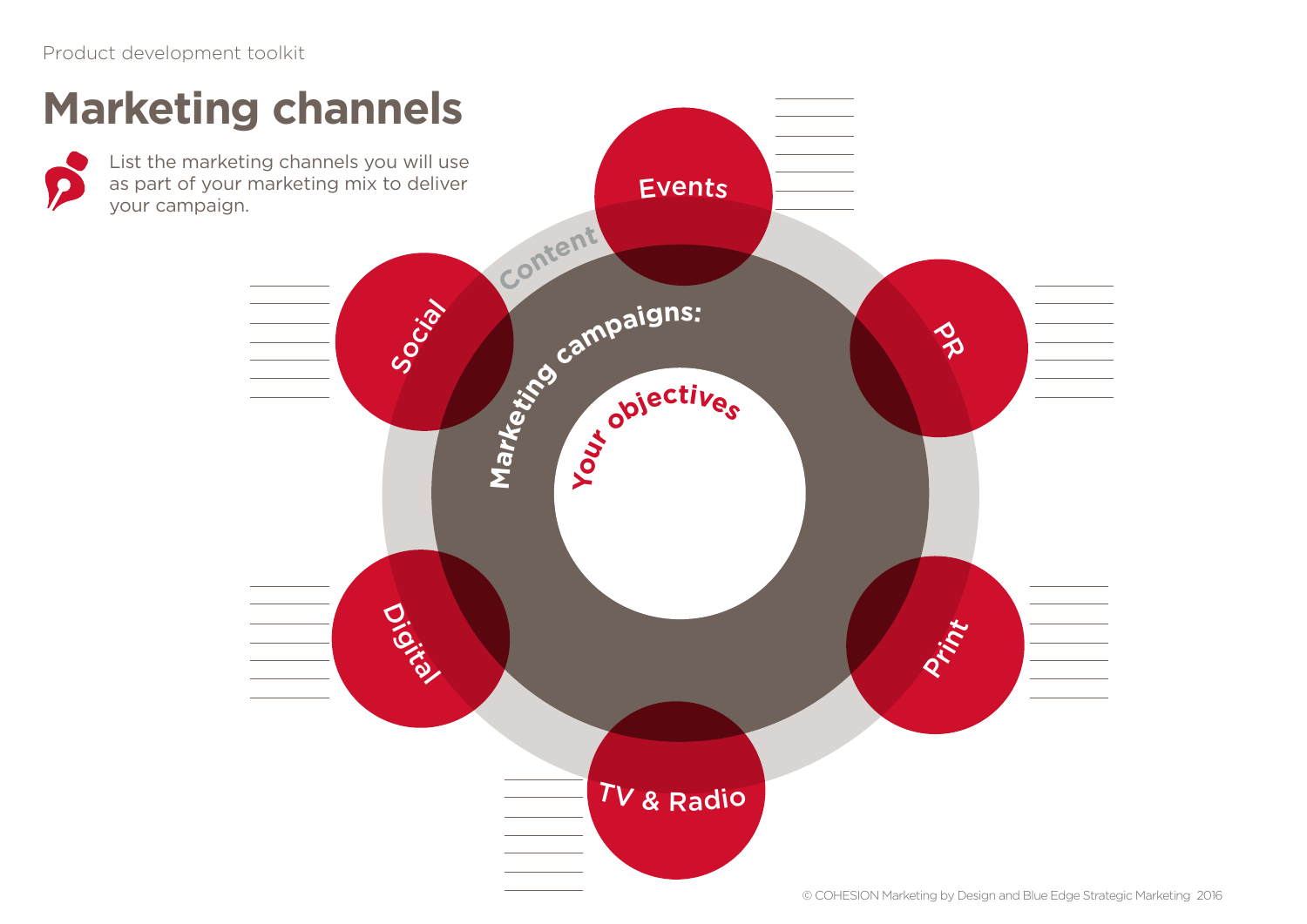# Marketing channels

List the marketing channels you will use as part of your marketing mix to deliver your campaign.

Your objectives

Marketing campaigns:

Content

Events

PR

Print

TV & Radio

Digital

Social

© COHESION Marketing by Design and Blue Edge Strategic Marketing 2016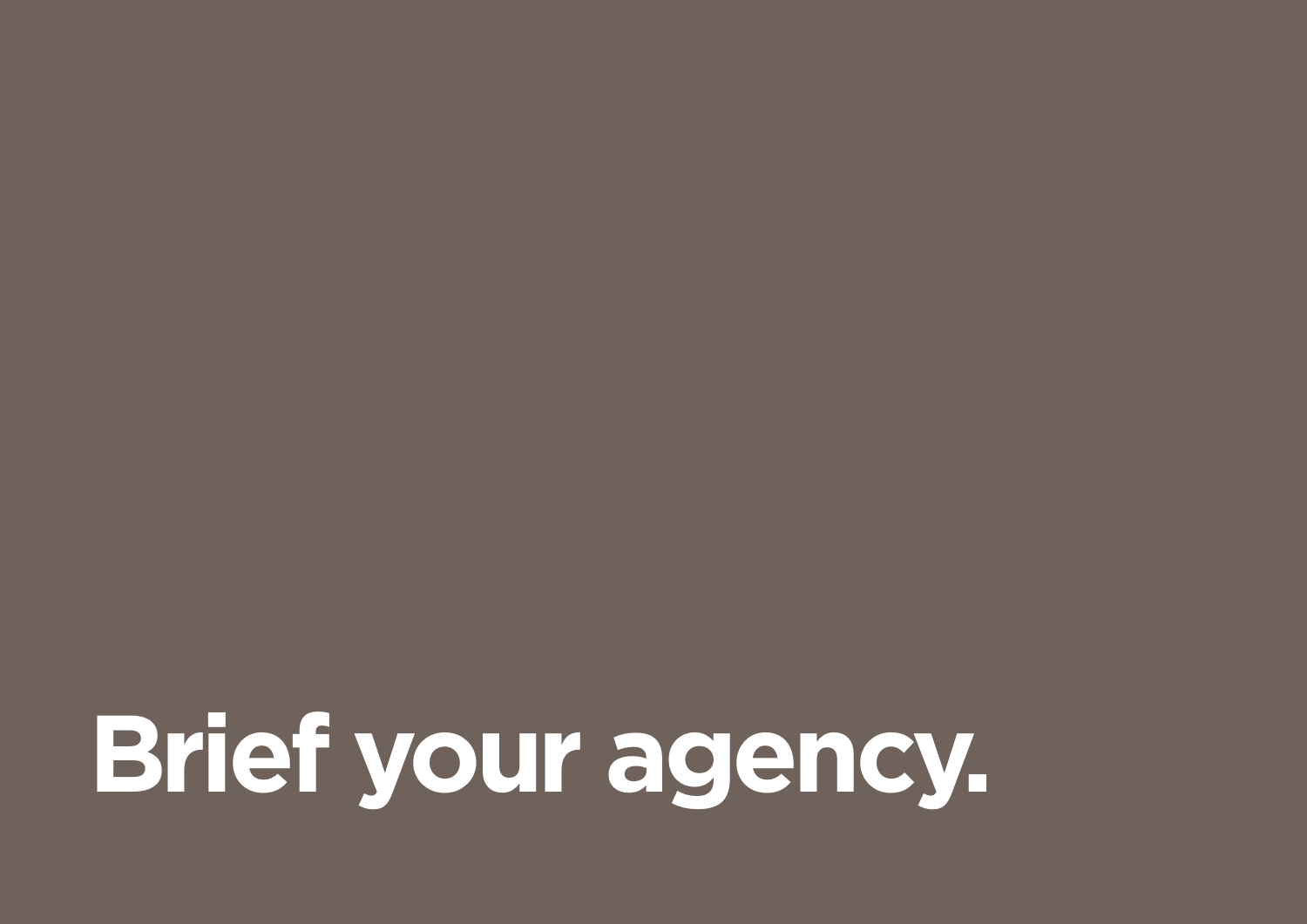# Brief your agency.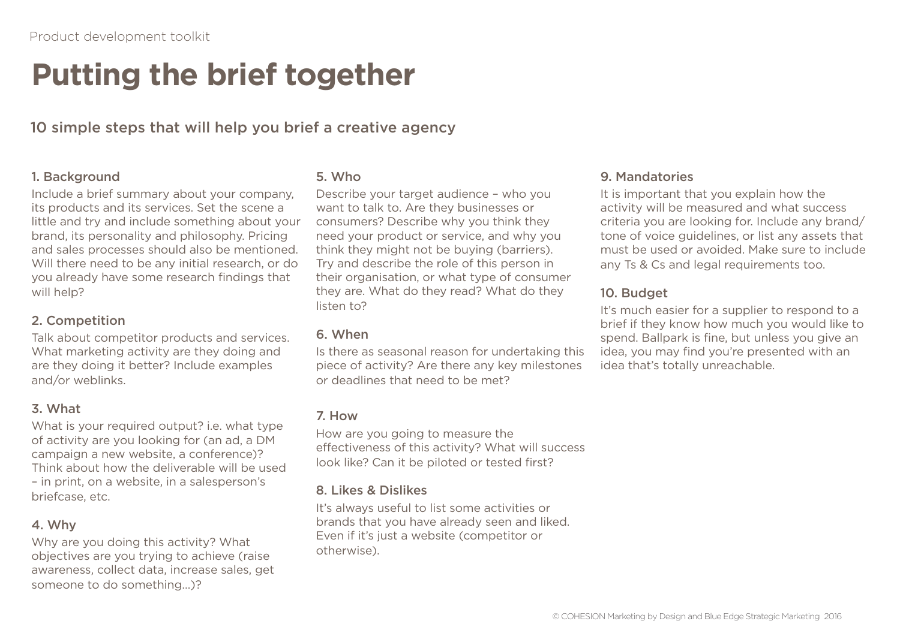# Putting the brief together

## 10 simple steps that will help you brief a creative agency

### 1. Background

Include a brief summary about your company, its products and its services. Set the scene a little and try and include something about your brand, its personality and philosophy. Pricing and sales processes should also be mentioned. Will there need to be any initial research, or do you already have some research findings that will help?

### 2. Competition

Talk about competitor products and services. What marketing activity are they doing and are they doing it better? Include examples and/or weblinks.

### 3. What

What is your required output? i.e. what type of activity are you looking for (an ad, a DM campaign a new website, a conference)? Think about how the deliverable will be used – in print, on a website, in a salesperson's briefcase, etc.

### 4. Why

Why are you doing this activity? What objectives are you trying to achieve (raise awareness, collect data, increase sales, get someone to do something...)?

### 5. Who

Describe your target audience – who you want to talk to. Are they businesses or consumers? Describe why you think they need your product or service, and why you think they might not be buying (barriers). Try and describe the role of this person in their organisation, or what type of consumer they are. What do they read? What do they listen to?

### 6. When

Is there as seasonal reason for undertaking this piece of activity? Are there any key milestones or deadlines that need to be met?

### 7. How

How are you going to measure the effectiveness of this activity? What will success look like? Can it be piloted or tested first?

### 8. Likes & Dislikes

It's always useful to list some activities or brands that you have already seen and liked. Even if it's just a website (competitor or otherwise).

### 9. Mandatories

It is important that you explain how the activity will be measured and what success criteria you are looking for. Include any brand/tone of voice guidelines, or list any assets that must be used or avoided. Make sure to include any Ts & Cs and legal requirements too.

### 10. Budget

It's much easier for a supplier to respond to a brief if they know how much you would like to spend. Ballpark is fine, but unless you give an idea, you may find you're presented with an idea that's totally unreachable.

© COHESION Marketing by Design and Blue Edge Strategic Marketing 2016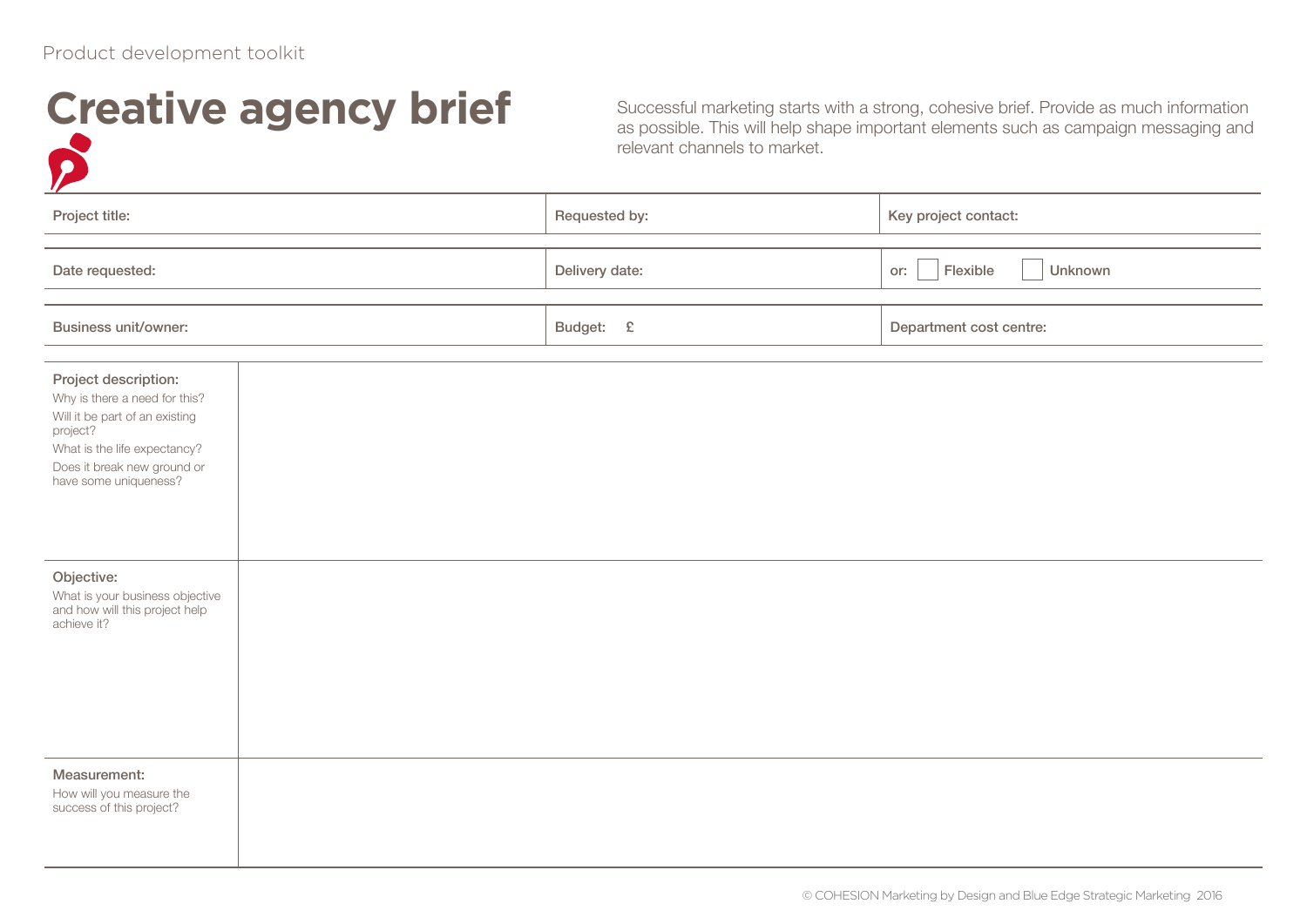Product development toolkit

# Creative agency brief

Successful marketing starts with a strong, cohesive brief. Provide as much information as possible. This will help shape important elements such as campaign messaging and relevant channels to market.

| Project title: | Requested by: | Key project contact: |
| --- | --- | --- |
| Date requested: | Delivery date: | or: ☐ Flexible ☐ Unknown |
| Business unit/owner: | Budget: £ | Department cost centre: |

| | |
| --- | --- |
| **Project description:**<br>Why is there a need for this?<br>Will it be part of an existing project?<br>What is the life expectancy?<br>Does it break new ground or have some uniqueness? | |
| **Objective:**<br>What is your business objective and how will this project help achieve it? | |
| **Measurement:**<br>How will you measure the success of this project? | |

© COHESION Marketing by Design and Blue Edge Strategic Marketing 2016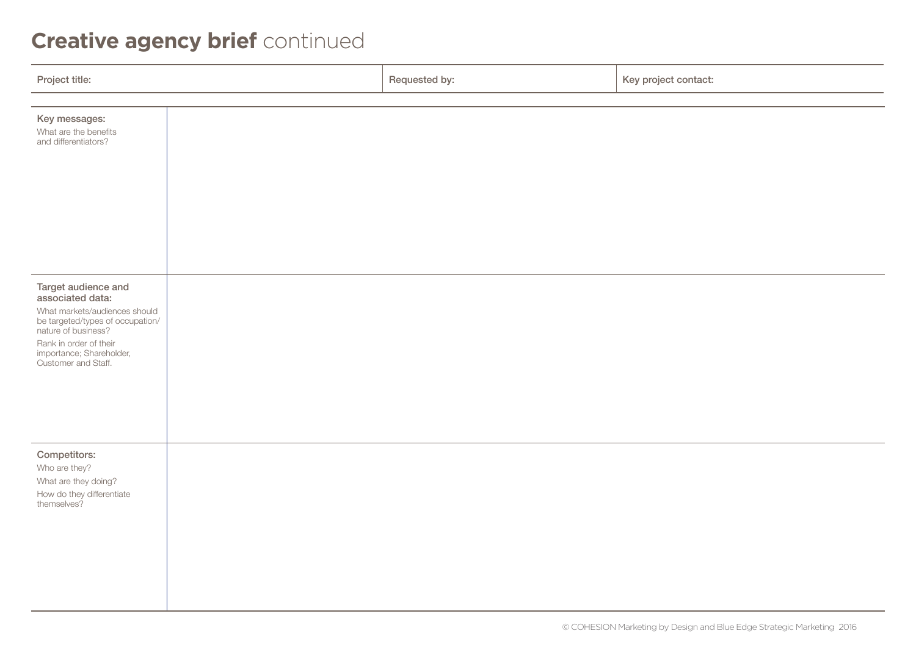# **Creative agency brief** continued

| Project title: | Requested by: | Key project contact: |
| --- | --- | --- |

| | |
| --- | --- |
| **Key messages:**<br>What are the benefits and differentiators? | |
| **Target audience and associated data:**<br>What markets/audiences should be targeted/types of occupation/nature of business?<br>Rank in order of their importance; Shareholder, Customer and Staff. | |
| **Competitors:**<br>Who are they?<br>What are they doing?<br>How do they differentiate themselves? | |

© COHESION Marketing by Design and Blue Edge Strategic Marketing 2016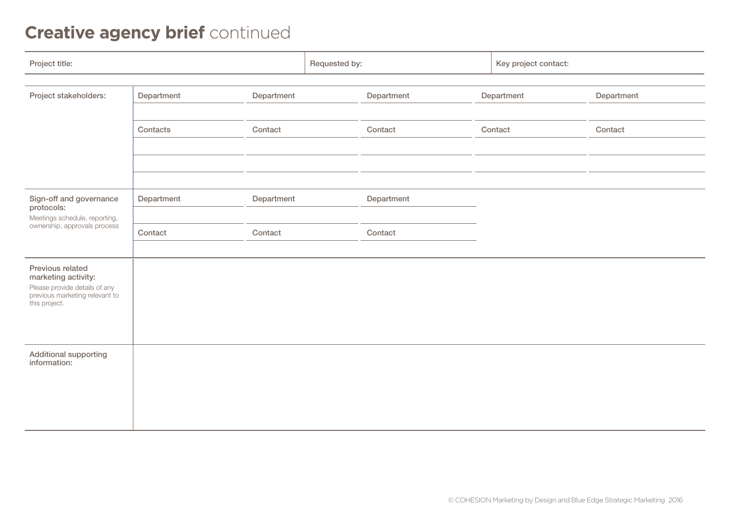# **Creative agency brief** continued

| Project title: | Requested by: | Key project contact: |
|---|---|---|
| | | |

| | | | | | |
|---|---|---|---|---|---|
| **Project stakeholders:** | Department | Department | Department | Department | Department |
| | | | | | |
| | Contacts | Contact | Contact | Contact | Contact |
| | | | | | |
| | | | | | |
| | | | | | |
| **Sign-off and governance protocols:** Meetings schedule, reporting, ownership, approvals process | Department | Department | Department | | |
| | | | | | |
| | Contact | Contact | Contact | | |
| | | | | | |
| **Previous related marketing activity:** Please provide details of any previous marketing relevant to this project. | | | | | |
| **Additional supporting information:** | | | | | |

© COHESION Marketing by Design and Blue Edge Strategic Marketing 2016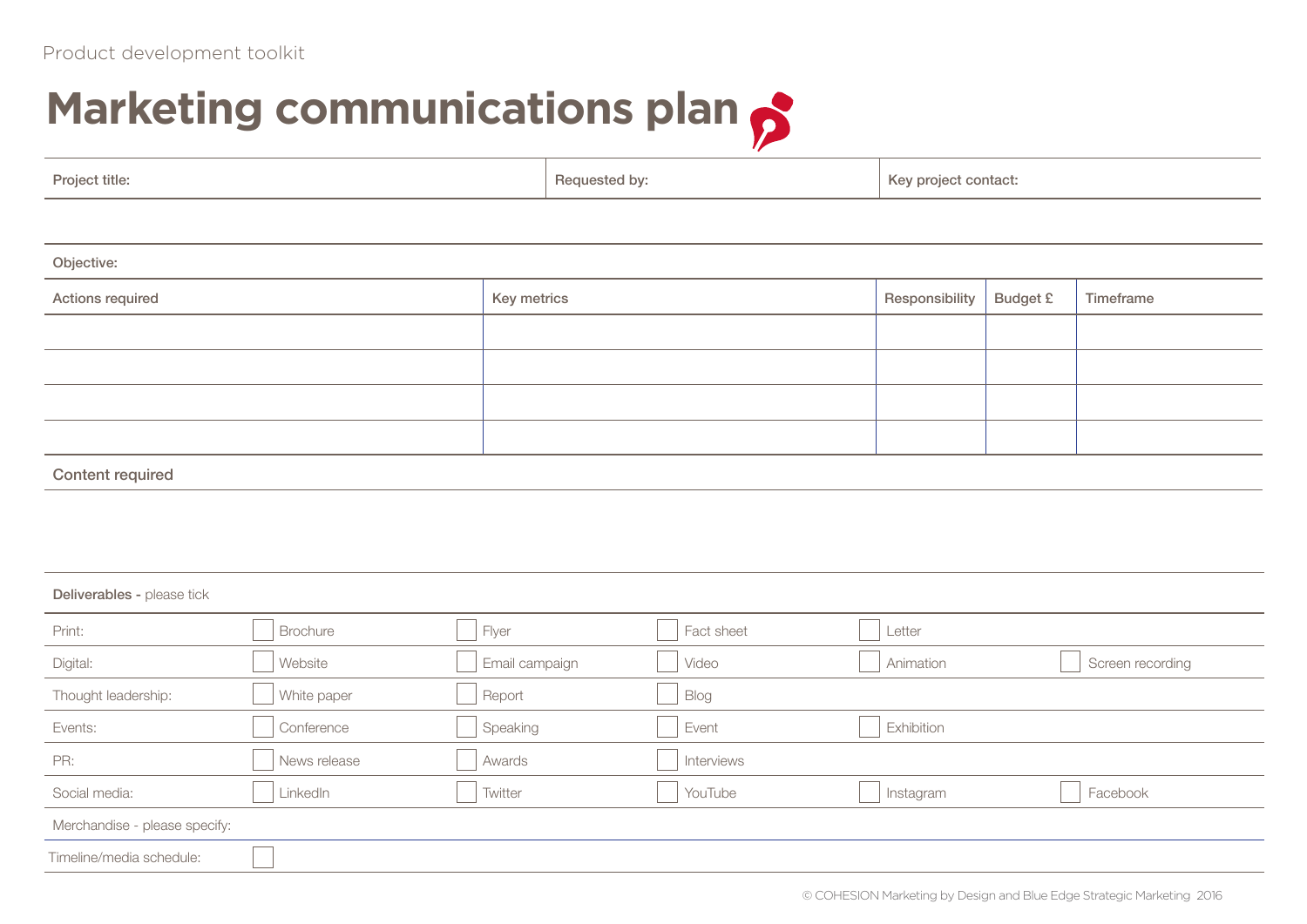Product development toolkit

# Marketing communications plan

| Project title: | Requested by: | Key project contact: |
| --- | --- | --- |
| | | |

**Objective:**

| Actions required | Key metrics | Responsibility | Budget £ | Timeframe |
| --- | --- | --- | --- | --- |
| | | | | |
| | | | | |
| | | | | |
| | | | | |

## Content required

**Deliverables -** please tick

| | | | | | |
| --- | --- | --- | --- | --- | --- |
| Print: | ☐ Brochure | ☐ Flyer | ☐ Fact sheet | ☐ Letter | |
| Digital: | ☐ Website | ☐ Email campaign | ☐ Video | ☐ Animation | ☐ Screen recording |
| Thought leadership: | ☐ White paper | ☐ Report | ☐ Blog | | |
| Events: | ☐ Conference | ☐ Speaking | ☐ Event | ☐ Exhibition | |
| PR: | ☐ News release | ☐ Awards | ☐ Interviews | | |
| Social media: | ☐ LinkedIn | ☐ Twitter | ☐ YouTube | ☐ Instagram | ☐ Facebook |
| Merchandise - please specify: | | | | | |
| Timeline/media schedule: | ☐ | | | | |

© COHESION Marketing by Design and Blue Edge Strategic Marketing 2016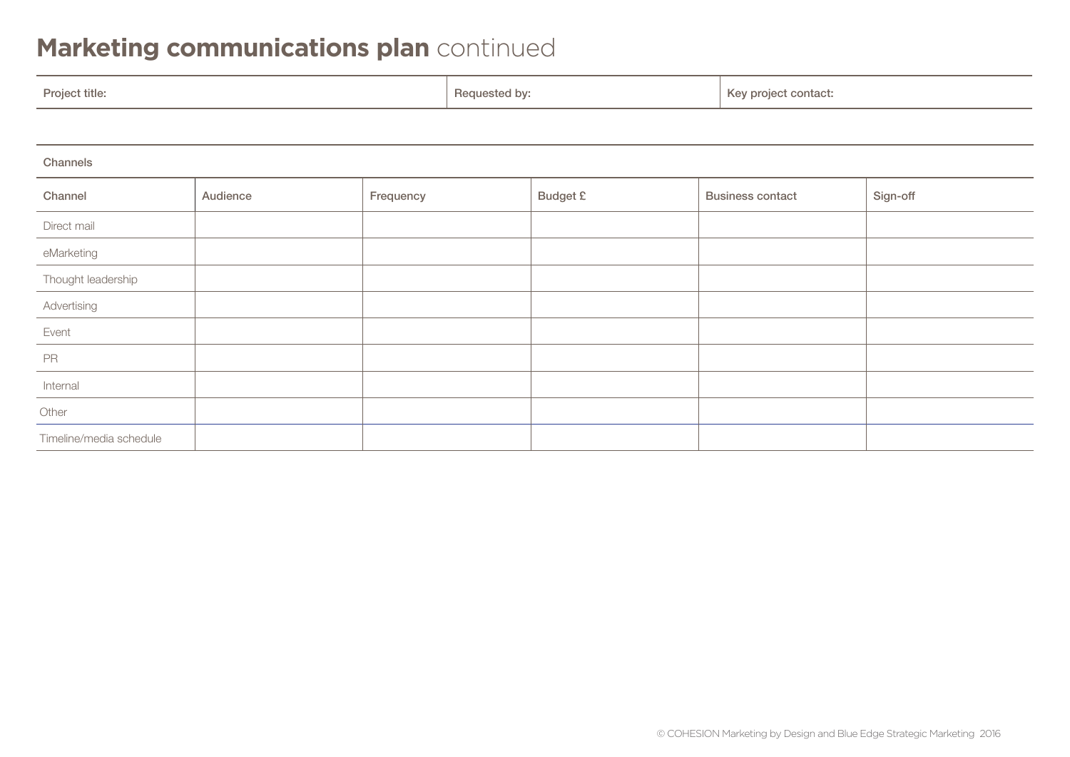# **Marketing communications plan** continued

| Project title: | Requested by: | Key project contact: |
|---|---|---|

Channels

| Channel | Audience | Frequency | Budget £ | Business contact | Sign-off |
|---|---|---|---|---|---|
| Direct mail | | | | | |
| eMarketing | | | | | |
| Thought leadership | | | | | |
| Advertising | | | | | |
| Event | | | | | |
| PR | | | | | |
| Internal | | | | | |
| Other | | | | | |
| Timeline/media schedule | | | | | |

© COHESION Marketing by Design and Blue Edge Strategic Marketing 2016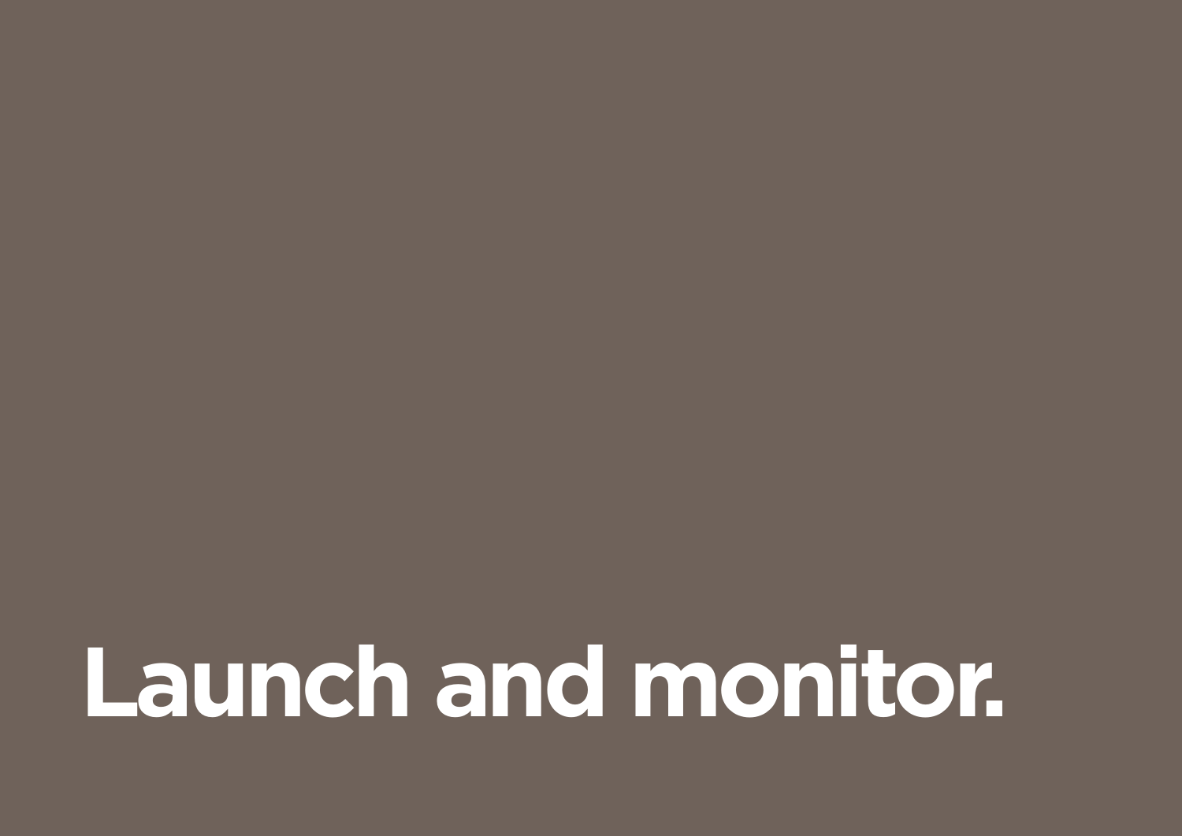# Launch and monitor.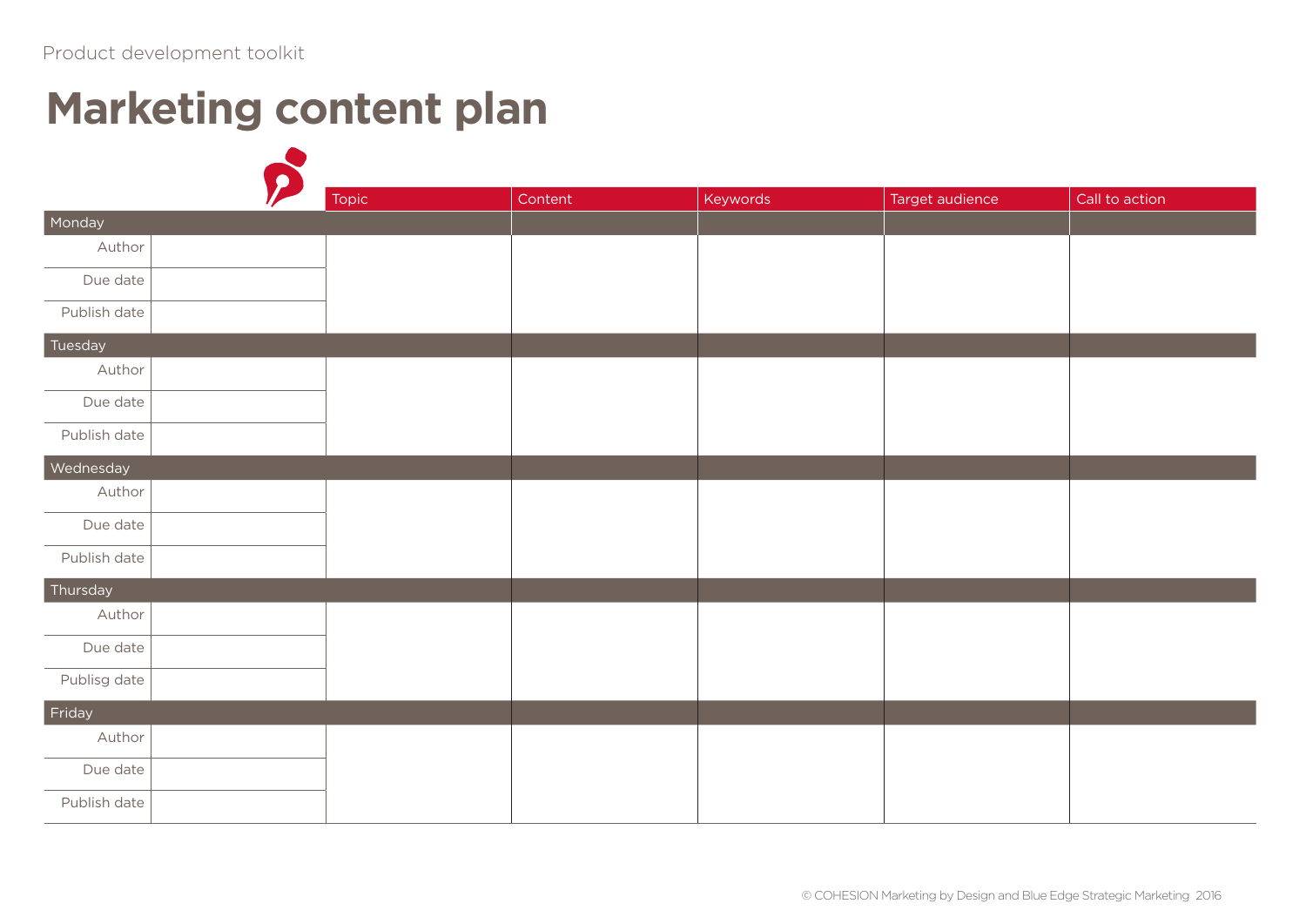Product development toolkit

# Marketing content plan

| | | Topic | Content | Keywords | Target audience | Call to action |
|---|---|---|---|---|---|---|
| **Monday** | | | | | | |
| Author | | | | | | |
| Due date | | | | | | |
| Publish date | | | | | | |
| **Tuesday** | | | | | | |
| Author | | | | | | |
| Due date | | | | | | |
| Publish date | | | | | | |
| **Wednesday** | | | | | | |
| Author | | | | | | |
| Due date | | | | | | |
| Publish date | | | | | | |
| **Thursday** | | | | | | |
| Author | | | | | | |
| Due date | | | | | | |
| Publisg date | | | | | | |
| **Friday** | | | | | | |
| Author | | | | | | |
| Due date | | | | | | |
| Publish date | | | | | | |

© COHESION Marketing by Design and Blue Edge Strategic Marketing 2016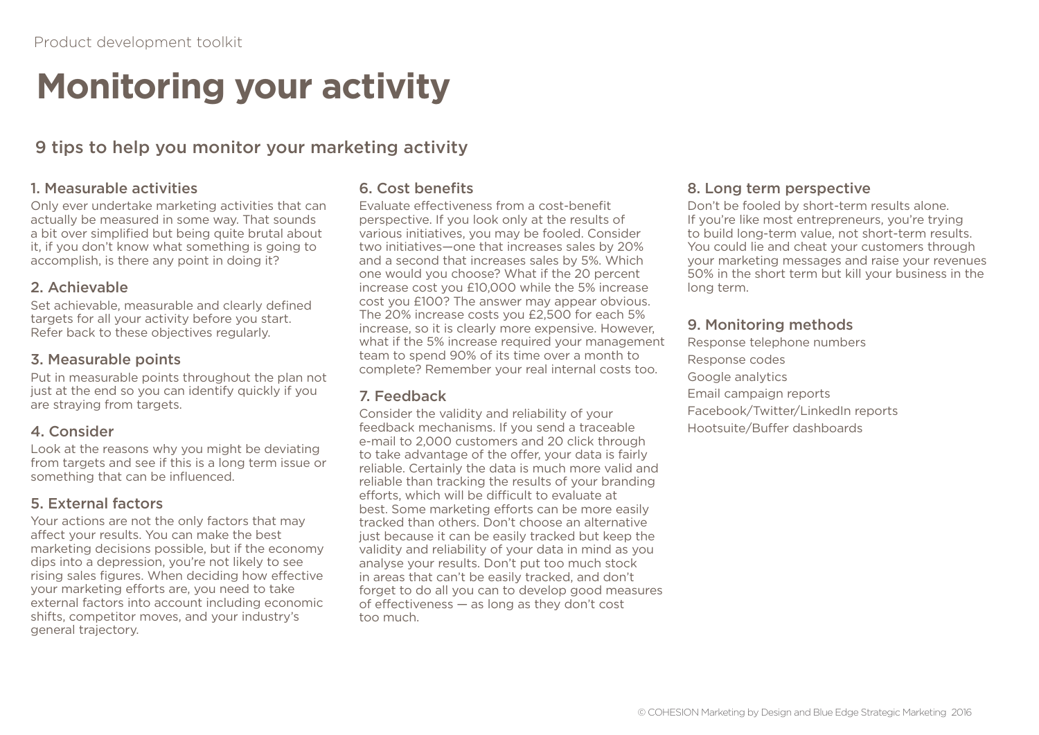# Monitoring your activity

## 9 tips to help you monitor your marketing activity

### 1. Measurable activities

Only ever undertake marketing activities that can actually be measured in some way. That sounds a bit over simplified but being quite brutal about it, if you don't know what something is going to accomplish, is there any point in doing it?

### 2. Achievable

Set achievable, measurable and clearly defined targets for all your activity before you start. Refer back to these objectives regularly.

### 3. Measurable points

Put in measurable points throughout the plan not just at the end so you can identify quickly if you are straying from targets.

### 4. Consider

Look at the reasons why you might be deviating from targets and see if this is a long term issue or something that can be influenced.

### 5. External factors

Your actions are not the only factors that may affect your results. You can make the best marketing decisions possible, but if the economy dips into a depression, you're not likely to see rising sales figures. When deciding how effective your marketing efforts are, you need to take external factors into account including economic shifts, competitor moves, and your industry's general trajectory.

### 6. Cost benefits

Evaluate effectiveness from a cost-benefit perspective. If you look only at the results of various initiatives, you may be fooled. Consider two initiatives—one that increases sales by 20% and a second that increases sales by 5%. Which one would you choose? What if the 20 percent increase cost you £10,000 while the 5% increase cost you £100? The answer may appear obvious. The 20% increase costs you £2,500 for each 5% increase, so it is clearly more expensive. However, what if the 5% increase required your management team to spend 90% of its time over a month to complete? Remember your real internal costs too.

### 7. Feedback

Consider the validity and reliability of your feedback mechanisms. If you send a traceable e-mail to 2,000 customers and 20 click through to take advantage of the offer, your data is fairly reliable. Certainly the data is much more valid and reliable than tracking the results of your branding efforts, which will be difficult to evaluate at best. Some marketing efforts can be more easily tracked than others. Don't choose an alternative just because it can be easily tracked but keep the validity and reliability of your data in mind as you analyse your results. Don't put too much stock in areas that can't be easily tracked, and don't forget to do all you can to develop good measures of effectiveness — as long as they don't cost too much.

### 8. Long term perspective

Don't be fooled by short-term results alone. If you're like most entrepreneurs, you're trying to build long-term value, not short-term results. You could lie and cheat your customers through your marketing messages and raise your revenues 50% in the short term but kill your business in the long term.

### 9. Monitoring methods

Response telephone numbers

Response codes

Google analytics

Email campaign reports

Facebook/Twitter/LinkedIn reports

Hootsuite/Buffer dashboards

© COHESION Marketing by Design and Blue Edge Strategic Marketing 2016